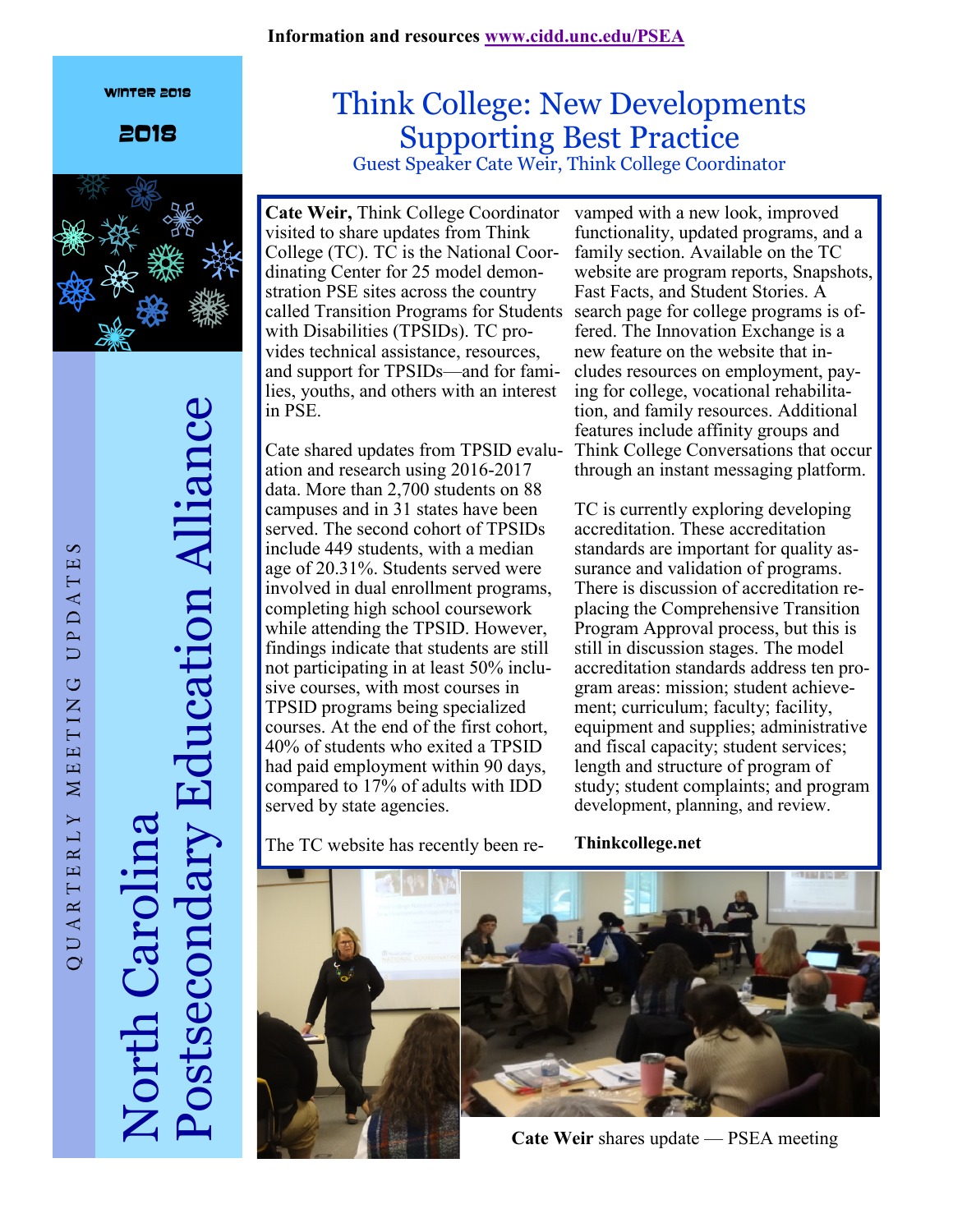Information and resources [www.cidd.unc.edu/PSEA](http://www.cidd.unc.edu/PSEA)

Winter 2018

2018

QUARTERLY MEETING UPDATES

North Carolina Postsecondary Education Alliance

# Think College: New Developments Supporting Best Practice

Guest Speaker Cate Weir, Think College Coordinator

**Cate Weir,** Think College Coordinator visited to share updates from Think College (TC). TC is the National Coordinating Center for 25 model demonstration PSE sites across the country called Transition Programs for Students with Disabilities (TPSIDs). TC provides technical assistance, resources, and support for TPSIDs—and for families, youths, and others with an interest in PSE.

Cate shared updates from TPSID evaluation and research using 2016-2017 data. More than 2,700 students on 88 campuses and in 31 states have been served. The second cohort of TPSIDs include 449 students, with a median age of 20.31%. Students served were involved in dual enrollment programs, completing high school coursework while attending the TPSID. However, findings indicate that students are still not participating in at least 50% inclusive courses, with most courses in TPSID programs being specialized courses. At the end of the first cohort, 40% of students who exited a TPSID had paid employment within 90 days, compared to 17% of adults with IDD served by state agencies.

The TC website has recently been revamped with a new look, improved functionality, updated programs, and a family section. Available on the TC website are program reports, Snapshots, Fast Facts, and Student Stories. A search page for college programs is offered. The Innovation Exchange is a new feature on the website that includes resources on employment, paying for college, vocational rehabilitation, and family resources. Additional features include affinity groups and Think College Conversations that occur through an instant messaging platform.

TC is currently exploring developing accreditation. These accreditation standards are important for quality assurance and validation of programs. There is discussion of accreditation replacing the Comprehensive Transition Program Approval process, but this is still in discussion stages. The model accreditation standards address ten program areas: mission; student achievement; curriculum; faculty; facility, equipment and supplies; administrative and fiscal capacity; student services; length and structure of program of study; student complaints; and program development, planning, and review.

**Thinkcollege.net**

**Cate Weir** shares update — PSEA meeting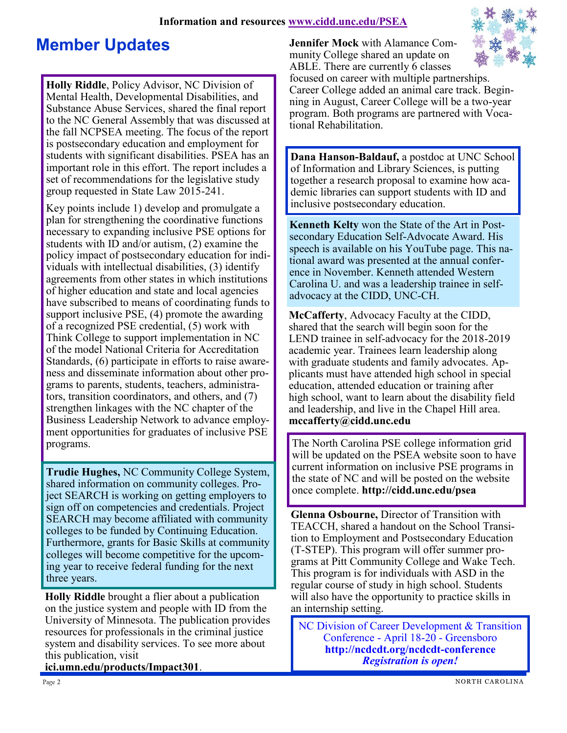Information and resources [www.cidd.unc.edu/PSEA](http://www.cidd.unc.edu/PSEA)

# Member Updates

**Holly Riddle**, Policy Advisor, NC Division of Mental Health, Developmental Disabilities, and Substance Abuse Services, shared the final report to the NC General Assembly that was discussed at the fall NCPSEA meeting. The focus of the report is postsecondary education and employment for students with significant disabilities. PSEA has an important role in this effort. The report includes a set of recommendations for the legislative study group requested in State Law 2015-241.

Key points include 1) develop and promulgate a plan for strengthening the coordinative functions necessary to expanding inclusive PSE options for students with ID and/or autism, (2) examine the policy impact of postsecondary education for individuals with intellectual disabilities, (3) identify agreements from other states in which institutions of higher education and state and local agencies have subscribed to means of coordinating funds to support inclusive PSE, (4) promote the awarding of a recognized PSE credential, (5) work with Think College to support implementation in NC of the model National Criteria for Accreditation Standards, (6) participate in efforts to raise awareness and disseminate information about other programs to parents, students, teachers, administrators, transition coordinators, and others, and (7) strengthen linkages with the NC chapter of the Business Leadership Network to advance employment opportunities for graduates of inclusive PSE programs.

**Trudie Hughes,** NC Community College System, shared information on community colleges. Project SEARCH is working on getting employers to sign off on competencies and credentials. Project SEARCH may become affiliated with community colleges to be funded by Continuing Education. Furthermore, grants for Basic Skills at community colleges will become competitive for the upcoming year to receive federal funding for the next three years.

**Holly Riddle** brought a flier about a publication on the justice system and people with ID from the University of Minnesota. The publication provides resources for professionals in the criminal justice system and disability services. To see more about this publication, visit **ici.umn.edu/products/Impact301**.

**Jennifer Mock** with Alamance Community College shared an update on ABLE. There are currently 6 classes focused on career with multiple partnerships. Career College added an animal care track. Beginning in August, Career College will be a two-year program. Both programs are partnered with Vocational Rehabilitation.

**Dana Hanson-Baldauf,** a postdoc at UNC School of Information and Library Sciences, is putting together a research proposal to examine how academic libraries can support students with ID and inclusive postsecondary education.

**Kenneth Kelty** won the State of the Art in Postsecondary Education Self-Advocate Award. His speech is available on his YouTube page. This national award was presented at the annual conference in November. Kenneth attended Western Carolina U. and was a leadership trainee in self-advocacy at the CIDD, UNC-CH.

**McCafferty**, Advocacy Faculty at the CIDD, shared that the search will begin soon for the LEND trainee in self-advocacy for the 2018-2019 academic year. Trainees learn leadership along with graduate students and family advocates. Applicants must have attended high school in special education, attended education or training after high school, want to learn about the disability field and leadership, and live in the Chapel Hill area. **mccafferty@cidd.unc.edu**

The North Carolina PSE college information grid will be updated on the PSEA website soon to have current information on inclusive PSE programs in the state of NC and will be posted on the website once complete. **http://cidd.unc.edu/psea**

**Glenna Osbourne,** Director of Transition with TEACCH, shared a handout on the School Transition to Employment and Postsecondary Education (T-STEP). This program will offer summer programs at Pitt Community College and Wake Tech. This program is for individuals with ASD in the regular course of study in high school. Students will also have the opportunity to practice skills in an internship setting.

NC Division of Career Development & Transition Conference - April 18-20 - Greensboro
**http://ncdcdt.org/ncdcdt-conference**
***Registration is open!***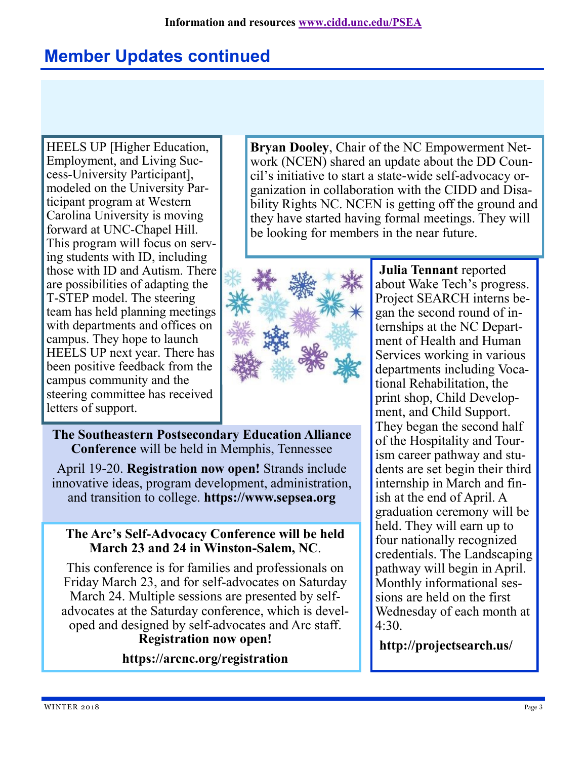## Member Updates continued

HEELS UP [Higher Education, Employment, and Living Success-University Participant], modeled on the University Participant program at Western Carolina University is moving forward at UNC-Chapel Hill. This program will focus on serving students with ID, including those with ID and Autism. There are possibilities of adapting the T-STEP model. The steering team has held planning meetings with departments and offices on campus. They hope to launch HEELS UP next year. There has been positive feedback from the campus community and the steering committee has received letters of support.

**Bryan Dooley**, Chair of the NC Empowerment Network (NCEN) shared an update about the DD Council's initiative to start a state-wide self-advocacy organization in collaboration with the CIDD and Disability Rights NC. NCEN is getting off the ground and they have started having formal meetings. They will be looking for members in the near future.

**Julia Tennant** reported about Wake Tech's progress. Project SEARCH interns began the second round of internships at the NC Department of Health and Human Services working in various departments including Vocational Rehabilitation, the print shop, Child Development, and Child Support. They began the second half of the Hospitality and Tourism career pathway and students are set begin their third internship in March and finish at the end of April. A graduation ceremony will be held. They will earn up to four nationally recognized credentials. The Landscaping pathway will begin in April. Monthly informational sessions are held on the first Wednesday of each month at 4:30.

**http://projectsearch.us/**

**The Southeastern Postsecondary Education Alliance Conference** will be held in Memphis, Tennessee April 19-20. **Registration now open!** Strands include innovative ideas, program development, administration, and transition to college. **https://www.sepsea.org**

**The Arc's Self-Advocacy Conference will be held March 23 and 24 in Winston-Salem, NC**.

This conference is for families and professionals on Friday March 23, and for self-advocates on Saturday March 24. Multiple sessions are presented by self-advocates at the Saturday conference, which is developed and designed by self-advocates and Arc staff.

**Registration now open!**

**https://arcnc.org/registration**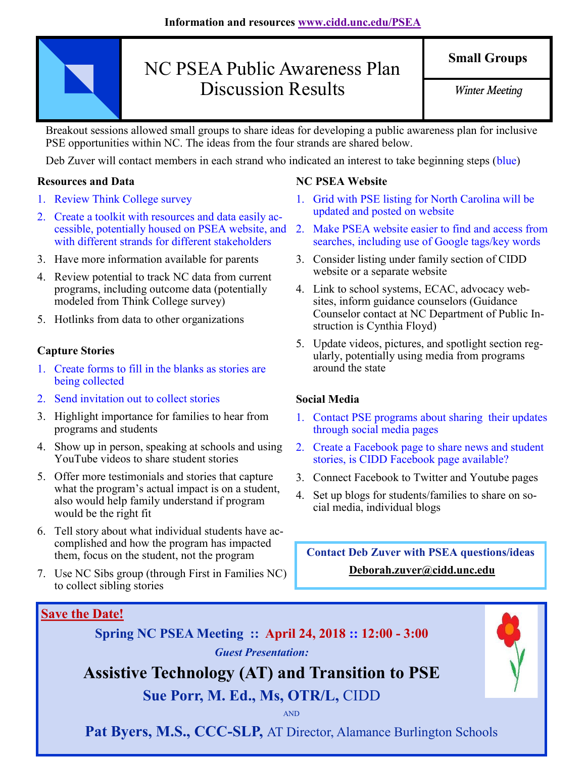Information and resources www.cidd.unc.edu/PSEA

# NC PSEA Public Awareness Plan Discussion Results

**Small Groups**

*Winter Meeting*

Breakout sessions allowed small groups to share ideas for developing a public awareness plan for inclusive PSE opportunities within NC. The ideas from the four strands are shared below.

Deb Zuver will contact members in each strand who indicated an interest to take beginning steps (blue)

### Resources and Data

1. Review Think College survey
2. Create a toolkit with resources and data easily accessible, potentially housed on PSEA website, and with different strands for different stakeholders
3. Have more information available for parents
4. Review potential to track NC data from current programs, including outcome data (potentially modeled from Think College survey)
5. Hotlinks from data to other organizations

### Capture Stories

1. Create forms to fill in the blanks as stories are being collected
2. Send invitation out to collect stories
3. Highlight importance for families to hear from programs and students
4. Show up in person, speaking at schools and using YouTube videos to share student stories
5. Offer more testimonials and stories that capture what the program's actual impact is on a student, also would help family understand if program would be the right fit
6. Tell story about what individual students have accomplished and how the program has impacted them, focus on the student, not the program
7. Use NC Sibs group (through First in Families NC) to collect sibling stories

### NC PSEA Website

1. Grid with PSE listing for North Carolina will be updated and posted on website
2. Make PSEA website easier to find and access from searches, including use of Google tags/key words
3. Consider listing under family section of CIDD website or a separate website
4. Link to school systems, ECAC, advocacy websites, inform guidance counselors (Guidance Counselor contact at NC Department of Public Instruction is Cynthia Floyd)
5. Update videos, pictures, and spotlight section regularly, potentially using media from programs around the state

### Social Media

1. Contact PSE programs about sharing their updates through social media pages
2. Create a Facebook page to share news and student stories, is CIDD Facebook page available?
3. Connect Facebook to Twitter and Youtube pages
4. Set up blogs for students/families to share on social media, individual blogs

**Contact Deb Zuver with PSEA questions/ideas**

**Deborah.zuver@cidd.unc.edu**

**Save the Date!**

**Spring NC PSEA Meeting :: April 24, 2018 :: 12:00 - 3:00**

*Guest Presentation:*

## Assistive Technology (AT) and Transition to PSE

**Sue Porr, M. Ed., Ms, OTR/L,** CIDD

AND

**Pat Byers, M.S., CCC-SLP,** AT Director, Alamance Burlington Schools